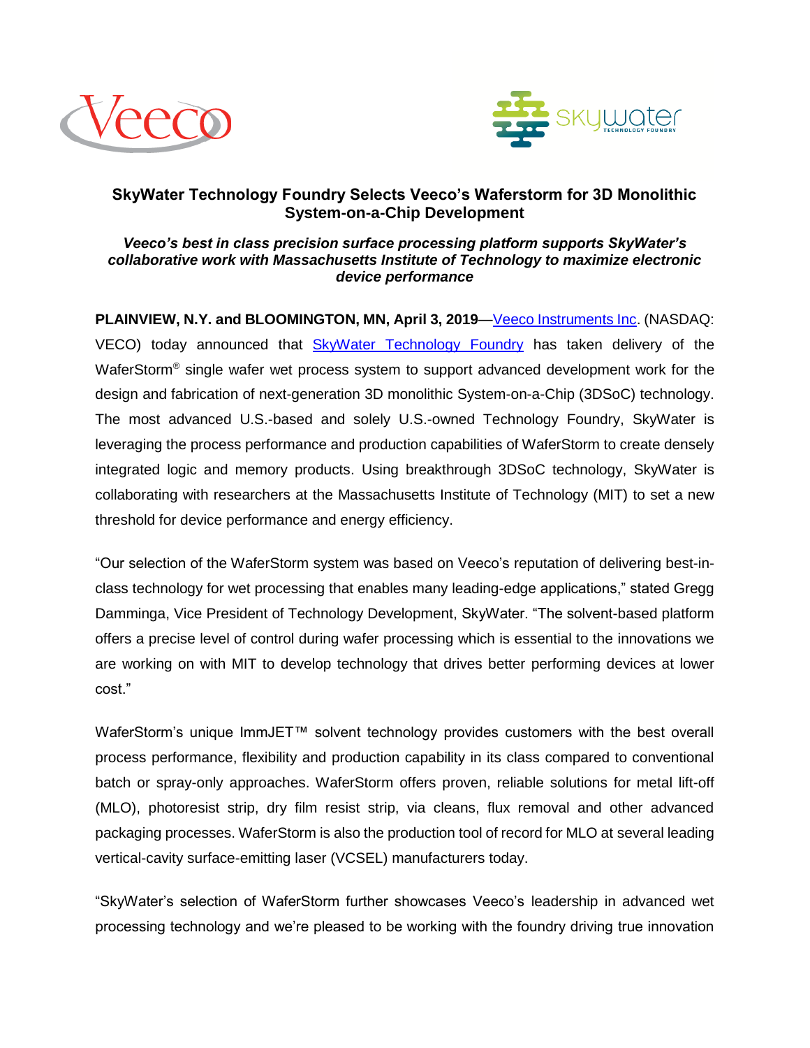# SkyWater Technology Foundry Selects Veeco's Waferstorm for 3D Monolithic System-on-a-Chip Development

***Veeco's best in class precision surface processing platform supports SkyWater's collaborative work with Massachusetts Institute of Technology to maximize electronic device performance***

**PLAINVIEW, N.Y. and BLOOMINGTON, MN, April 3, 2019**—Veeco Instruments Inc. (NASDAQ: VECO) today announced that SkyWater Technology Foundry has taken delivery of the WaferStorm® single wafer wet process system to support advanced development work for the design and fabrication of next-generation 3D monolithic System-on-a-Chip (3DSoC) technology. The most advanced U.S.-based and solely U.S.-owned Technology Foundry, SkyWater is leveraging the process performance and production capabilities of WaferStorm to create densely integrated logic and memory products. Using breakthrough 3DSoC technology, SkyWater is collaborating with researchers at the Massachusetts Institute of Technology (MIT) to set a new threshold for device performance and energy efficiency.

"Our selection of the WaferStorm system was based on Veeco's reputation of delivering best-in-class technology for wet processing that enables many leading-edge applications," stated Gregg Damminga, Vice President of Technology Development, SkyWater. "The solvent-based platform offers a precise level of control during wafer processing which is essential to the innovations we are working on with MIT to develop technology that drives better performing devices at lower cost."

WaferStorm's unique ImmJET™ solvent technology provides customers with the best overall process performance, flexibility and production capability in its class compared to conventional batch or spray-only approaches. WaferStorm offers proven, reliable solutions for metal lift-off (MLO), photoresist strip, dry film resist strip, via cleans, flux removal and other advanced packaging processes. WaferStorm is also the production tool of record for MLO at several leading vertical-cavity surface-emitting laser (VCSEL) manufacturers today.

"SkyWater's selection of WaferStorm further showcases Veeco's leadership in advanced wet processing technology and we're pleased to be working with the foundry driving true innovation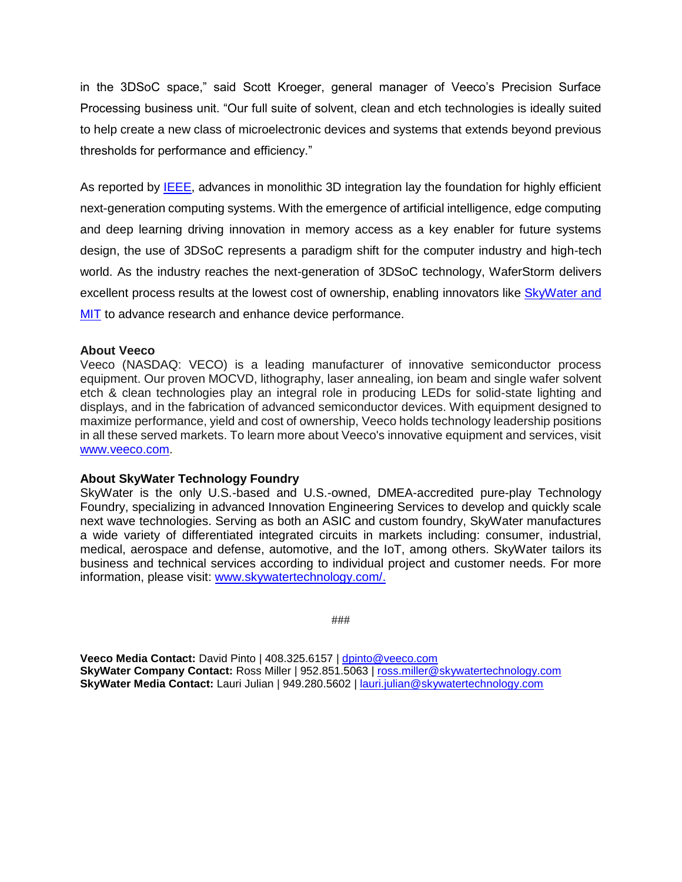in the 3DSoC space," said Scott Kroeger, general manager of Veeco's Precision Surface Processing business unit. "Our full suite of solvent, clean and etch technologies is ideally suited to help create a new class of microelectronic devices and systems that extends beyond previous thresholds for performance and efficiency."

As reported by [IEEE](), advances in monolithic 3D integration lay the foundation for highly efficient next-generation computing systems. With the emergence of artificial intelligence, edge computing and deep learning driving innovation in memory access as a key enabler for future systems design, the use of 3DSoC represents a paradigm shift for the computer industry and high-tech world. As the industry reaches the next-generation of 3DSoC technology, WaferStorm delivers excellent process results at the lowest cost of ownership, enabling innovators like [SkyWater and MIT]() to advance research and enhance device performance.

**About Veeco**

Veeco (NASDAQ: VECO) is a leading manufacturer of innovative semiconductor process equipment. Our proven MOCVD, lithography, laser annealing, ion beam and single wafer solvent etch & clean technologies play an integral role in producing LEDs for solid-state lighting and displays, and in the fabrication of advanced semiconductor devices. With equipment designed to maximize performance, yield and cost of ownership, Veeco holds technology leadership positions in all these served markets. To learn more about Veeco's innovative equipment and services, visit www.veeco.com.

**About SkyWater Technology Foundry**

SkyWater is the only U.S.-based and U.S.-owned, DMEA-accredited pure-play Technology Foundry, specializing in advanced Innovation Engineering Services to develop and quickly scale next wave technologies. Serving as both an ASIC and custom foundry, SkyWater manufactures a wide variety of differentiated integrated circuits in markets including: consumer, industrial, medical, aerospace and defense, automotive, and the IoT, among others. SkyWater tailors its business and technical services according to individual project and customer needs. For more information, please visit: www.skywatertechnology.com/.

###

**Veeco Media Contact:** David Pinto | 408.325.6157 | dpinto@veeco.com
**SkyWater Company Contact:** Ross Miller | 952.851.5063 | ross.miller@skywatertechnology.com
**SkyWater Media Contact:** Lauri Julian | 949.280.5602 | lauri.julian@skywatertechnology.com